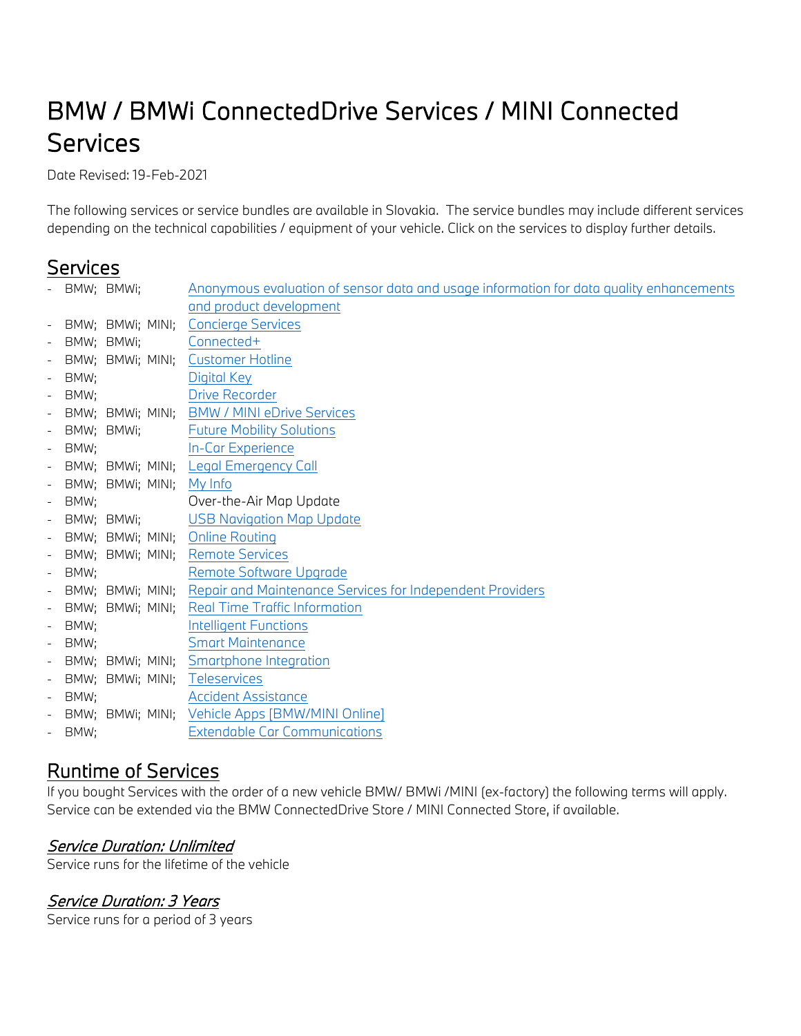# BMW / BMWi ConnectedDrive Services / MINI Connected Services

Date Revised: 19-Feb-2021

The following services or service bundles are available in Slovakia. The service bundles may include different services depending on the technical capabilities / equipment of your vehicle. Click on the services to display further details.

## Services

- BMW; BMWi; Anonymous evaluation of sensor data and usage information for data quality enhancements and product development
- BMW; BMWi; MINI; Concierge Services
- BMW; BMWi; Connected+
- BMW; BMWi; MINI; Customer Hotline
- BMW; Digital Key
- BMW; Drive Recorder
- BMW; BMWi; MINI; BMW / MINI eDrive Services
- BMW; BMWi; Future Mobility Solutions
- BMW; In-Car Experience
- BMW; BMWi; MINI; Legal Emergency Call
- BMW; BMWi; MINI; My Info
- BMW; Over-the-Air Map Update
- BMW; BMWi; USB Navigation Map Update
- BMW; BMWi; MINI; Online Routing
- BMW; BMWi; MINI; Remote Services
- BMW; Remote Software Upgrade
- BMW; BMWi; MINI; Repair and Maintenance Services for Independent Providers
- BMW; BMWi; MINI; Real Time Traffic Information
- BMW; Intelligent Functions
- BMW; Smart Maintenance
- BMW; BMWi; MINI; Smartphone Integration
- BMW; BMWi; MINI; Teleservices
- BMW; Accident Assistance
- BMW; BMWi; MINI; Vehicle Apps [BMW/MINI Online]
- BMW; Extendable Car Communications

## Runtime of Services

If you bought Services with the order of a new vehicle BMW/ BMWi /MINI (ex-factory) the following terms will apply. Service can be extended via the BMW ConnectedDrive Store / MINI Connected Store, if available.

### *Service Duration: Unlimited*

Service runs for the lifetime of the vehicle

### *Service Duration: 3 Years*

Service runs for a period of 3 years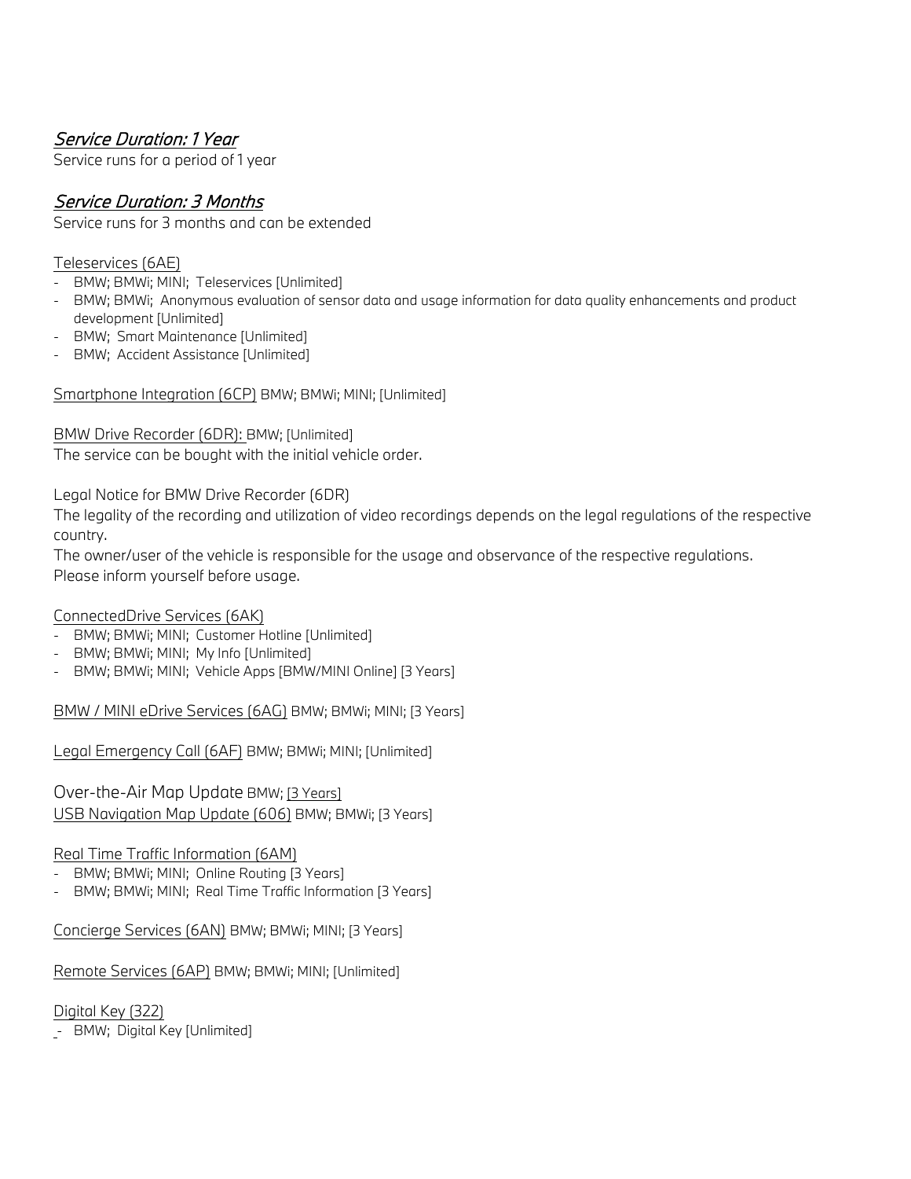## *Service Duration: 1 Year*

Service runs for a period of 1 year

## *Service Duration: 3 Months*

Service runs for 3 months and can be extended

Teleservices (6AE)

- BMW; BMWi; MINI; Teleservices [Unlimited]
- BMW; BMWi; Anonymous evaluation of sensor data and usage information for data quality enhancements and product development [Unlimited]
- BMW; Smart Maintenance [Unlimited]
- BMW; Accident Assistance [Unlimited]

Smartphone Integration (6CP) BMW; BMWi; MINI; [Unlimited]

BMW Drive Recorder (6DR): BMW; [Unlimited]
The service can be bought with the initial vehicle order.

Legal Notice for BMW Drive Recorder (6DR)
The legality of the recording and utilization of video recordings depends on the legal regulations of the respective country.
The owner/user of the vehicle is responsible for the usage and observance of the respective regulations.
Please inform yourself before usage.

ConnectedDrive Services (6AK)

- BMW; BMWi; MINI; Customer Hotline [Unlimited]
- BMW; BMWi; MINI; My Info [Unlimited]
- BMW; BMWi; MINI; Vehicle Apps [BMW/MINI Online] [3 Years]

BMW / MINI eDrive Services (6AG) BMW; BMWi; MINI; [3 Years]

Legal Emergency Call (6AF) BMW; BMWi; MINI; [Unlimited]

Over-the-Air Map Update BMW; [3 Years]
USB Navigation Map Update (606) BMW; BMWi; [3 Years]

Real Time Traffic Information (6AM)

- BMW; BMWi; MINI; Online Routing [3 Years]
- BMW; BMWi; MINI; Real Time Traffic Information [3 Years]

Concierge Services (6AN) BMW; BMWi; MINI; [3 Years]

Remote Services (6AP) BMW; BMWi; MINI; [Unlimited]

Digital Key (322)

- BMW; Digital Key [Unlimited]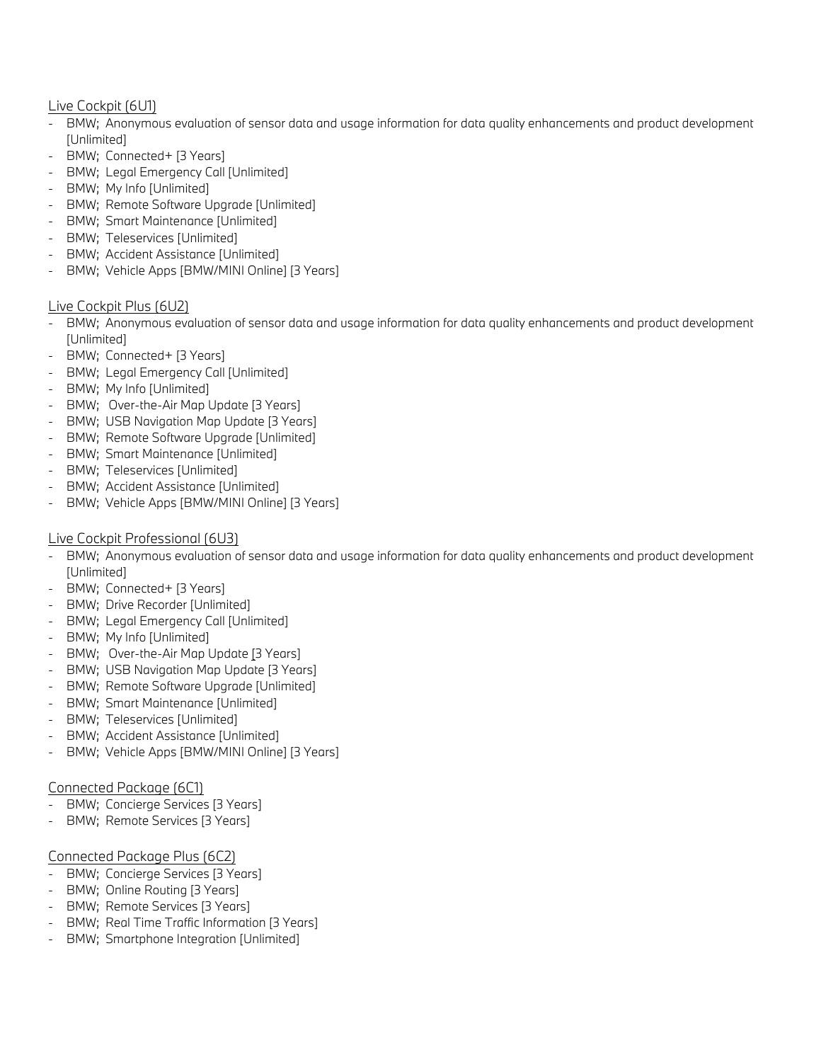Live Cockpit (6U1)

- BMW; Anonymous evaluation of sensor data and usage information for data quality enhancements and product development [Unlimited]
- BMW; Connected+ [3 Years]
- BMW; Legal Emergency Call [Unlimited]
- BMW; My Info [Unlimited]
- BMW; Remote Software Upgrade [Unlimited]
- BMW; Smart Maintenance [Unlimited]
- BMW; Teleservices [Unlimited]
- BMW; Accident Assistance [Unlimited]
- BMW; Vehicle Apps [BMW/MINI Online] [3 Years]

Live Cockpit Plus (6U2)

- BMW; Anonymous evaluation of sensor data and usage information for data quality enhancements and product development [Unlimited]
- BMW; Connected+ [3 Years]
- BMW; Legal Emergency Call [Unlimited]
- BMW; My Info [Unlimited]
- BMW; Over-the-Air Map Update [3 Years]
- BMW; USB Navigation Map Update [3 Years]
- BMW; Remote Software Upgrade [Unlimited]
- BMW; Smart Maintenance [Unlimited]
- BMW; Teleservices [Unlimited]
- BMW; Accident Assistance [Unlimited]
- BMW; Vehicle Apps [BMW/MINI Online] [3 Years]

Live Cockpit Professional (6U3)

- BMW; Anonymous evaluation of sensor data and usage information for data quality enhancements and product development [Unlimited]
- BMW; Connected+ [3 Years]
- BMW; Drive Recorder [Unlimited]
- BMW; Legal Emergency Call [Unlimited]
- BMW; My Info [Unlimited]
- BMW; Over-the-Air Map Update [3 Years]
- BMW; USB Navigation Map Update [3 Years]
- BMW; Remote Software Upgrade [Unlimited]
- BMW; Smart Maintenance [Unlimited]
- BMW; Teleservices [Unlimited]
- BMW; Accident Assistance [Unlimited]
- BMW; Vehicle Apps [BMW/MINI Online] [3 Years]

Connected Package (6C1)

- BMW; Concierge Services [3 Years]
- BMW; Remote Services [3 Years]

Connected Package Plus (6C2)

- BMW; Concierge Services [3 Years]
- BMW; Online Routing [3 Years]
- BMW; Remote Services [3 Years]
- BMW; Real Time Traffic Information [3 Years]
- BMW; Smartphone Integration [Unlimited]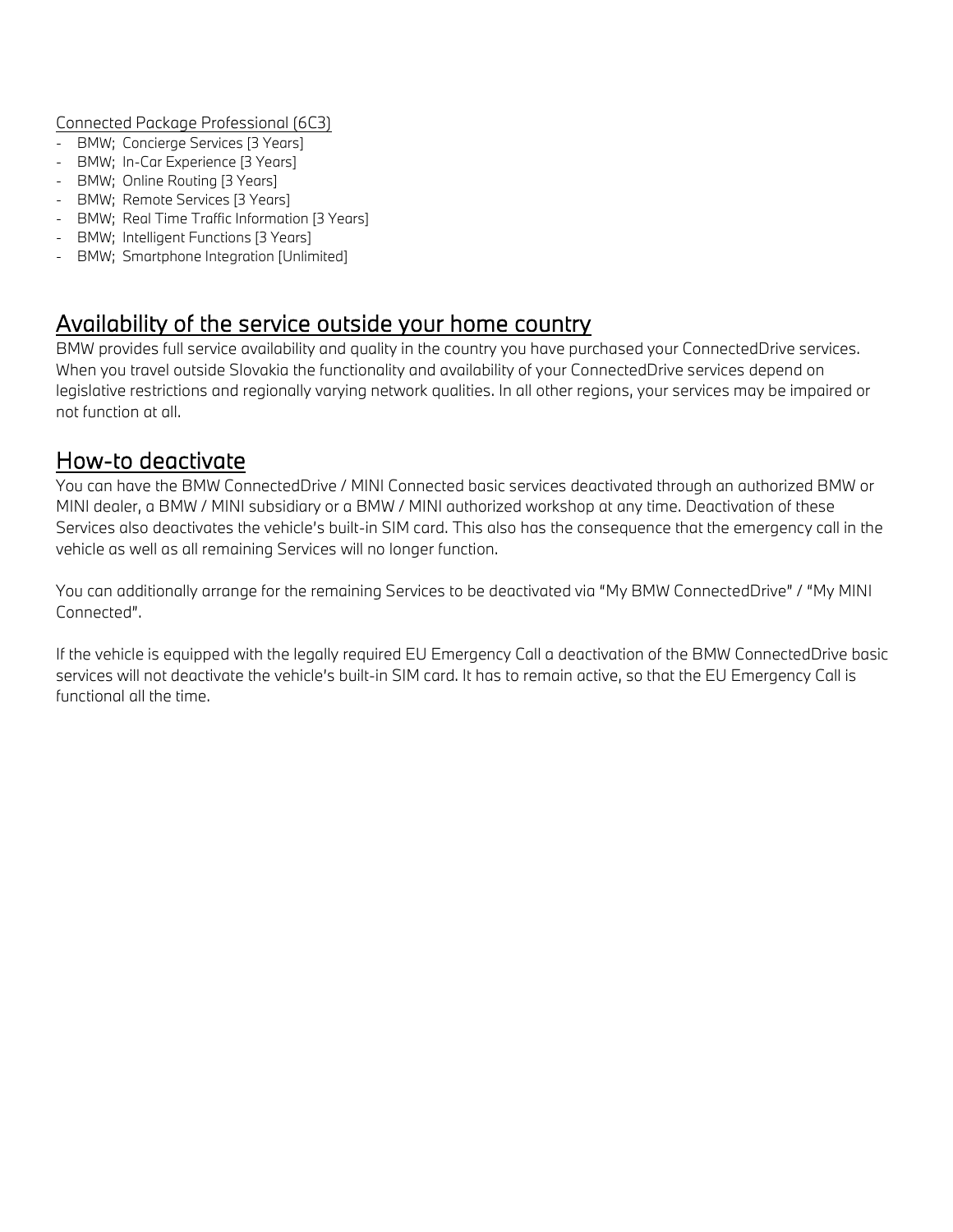Connected Package Professional (6C3)

- BMW;  Concierge Services [3 Years]
- BMW;  In-Car Experience [3 Years]
- BMW;  Online Routing [3 Years]
- BMW;  Remote Services [3 Years]
- BMW;  Real Time Traffic Information [3 Years]
- BMW;  Intelligent Functions [3 Years]
- BMW;  Smartphone Integration [Unlimited]

## Availability of the service outside your home country

BMW provides full service availability and quality in the country you have purchased your ConnectedDrive services. When you travel outside Slovakia the functionality and availability of your ConnectedDrive services depend on legislative restrictions and regionally varying network qualities. In all other regions, your services may be impaired or not function at all.

## How-to deactivate

You can have the BMW ConnectedDrive / MINI Connected basic services deactivated through an authorized BMW or MINI dealer, a BMW / MINI subsidiary or a BMW / MINI authorized workshop at any time. Deactivation of these Services also deactivates the vehicle's built-in SIM card. This also has the consequence that the emergency call in the vehicle as well as all remaining Services will no longer function.

You can additionally arrange for the remaining Services to be deactivated via "My BMW ConnectedDrive" / "My MINI Connected".

If the vehicle is equipped with the legally required EU Emergency Call a deactivation of the BMW ConnectedDrive basic services will not deactivate the vehicle's built-in SIM card. It has to remain active, so that the EU Emergency Call is functional all the time.